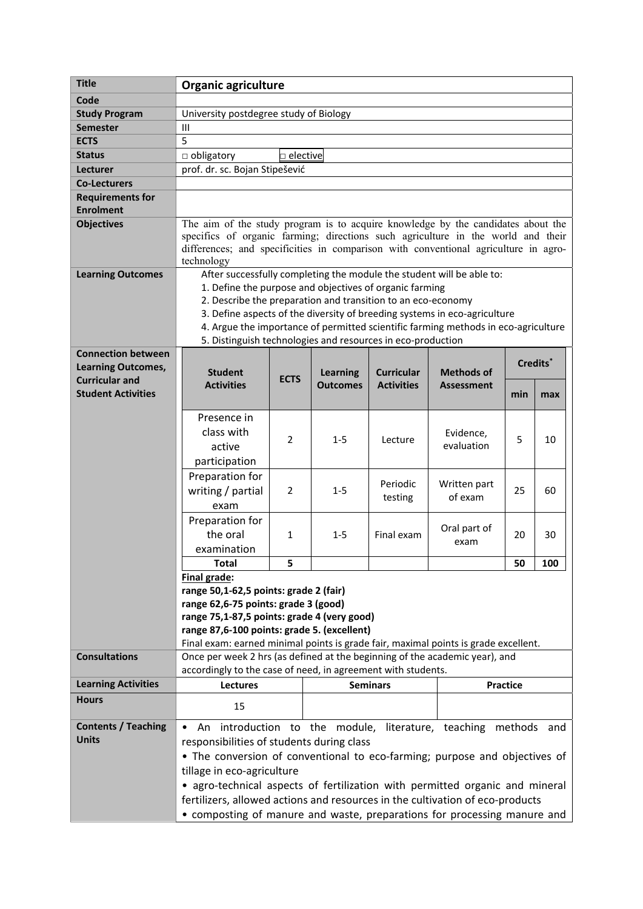| Title | **Organic agriculture** |
|---|---|
| Code | |
| Study Program | University postdegree study of Biology |
| Semester | III |
| ECTS | 5 |
| Status | □ obligatory □ elective |
| Lecturer | prof. dr. sc. Bojan Stipešević |
| Co-Lecturers | |
| Requirements for Enrolment | |
| Objectives | The aim of the study program is to acquire knowledge by the candidates about the specifics of organic farming; directions such agriculture in the world and their differences; and specificities in comparison with conventional agriculture in agro-technology |
| Learning Outcomes | After successfully completing the module the student will be able to:<br>1. Define the purpose and objectives of organic farming<br>2. Describe the preparation and transition to an eco-economy<br>3. Define aspects of the diversity of breeding systems in eco-agriculture<br>4. Argue the importance of permitted scientific farming methods in eco-agriculture<br>5. Distinguish technologies and resources in eco-production |

**Connection between Learning Outcomes, Curricular and Student Activities**

| Student Activities | ECTS | Learning Outcomes | Curricular Activities | Methods of Assessment | Credits* | |
|---|---|---|---|---|---|---|
| | | | | | min | max |
| Presence in class with active participation | 2 | 1-5 | Lecture | Evidence, evaluation | 5 | 10 |
| Preparation for writing / partial exam | 2 | 1-5 | Periodic testing | Written part of exam | 25 | 60 |
| Preparation for the oral examination | 1 | 1-5 | Final exam | Oral part of exam | 20 | 30 |
| **Total** | **5** | | | | **50** | **100** |

**Final grade:**
**range 50,1-62,5 points: grade 2 (fair)**
**range 62,6-75 points: grade 3 (good)**
**range 75,1-87,5 points: grade 4 (very good)**
**range 87,6-100 points: grade 5. (excellent)**
Final exam: earned minimal points is grade fair, maximal points is grade excellent.

| Consultations | Once per week 2 hrs (as defined at the beginning of the academic year), and accordingly to the case of need, in agreement with students. | | |
|---|---|---|---|
| **Learning Activities** | **Lectures** | **Seminars** | **Practice** |
| **Hours** | 15 | | |

**Contents / Teaching Units**

- An introduction to the module, literature, teaching methods and responsibilities of students during class
- The conversion of conventional to eco-farming; purpose and objectives of tillage in eco-agriculture
- agro-technical aspects of fertilization with permitted organic and mineral fertilizers, allowed actions and resources in the cultivation of eco-products
- composting of manure and waste, preparations for processing manure and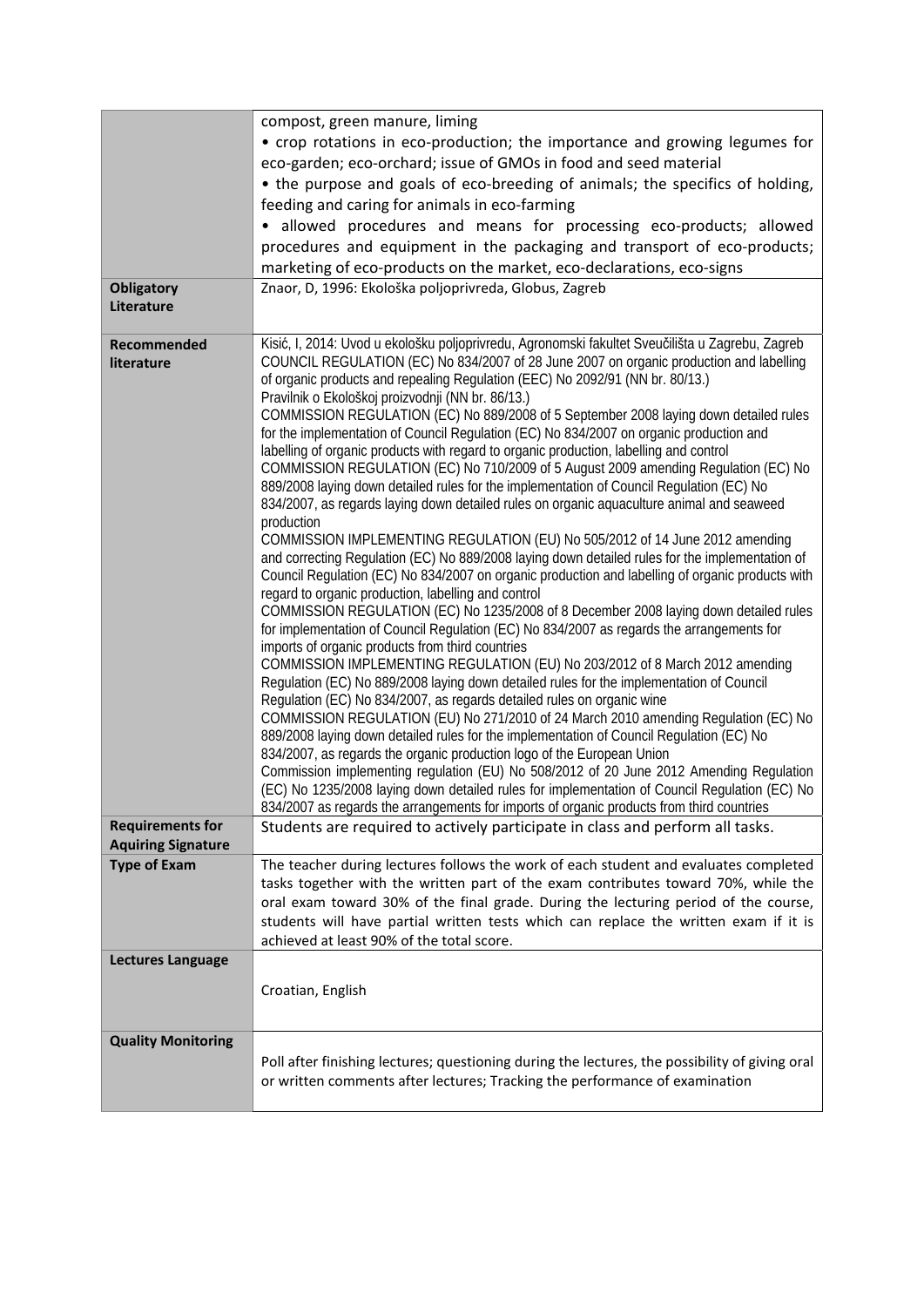| | |
|---|---|
| | compost, green manure, liming<br>• crop rotations in eco-production; the importance and growing legumes for eco-garden; eco-orchard; issue of GMOs in food and seed material<br>• the purpose and goals of eco-breeding of animals; the specifics of holding, feeding and caring for animals in eco-farming<br>• allowed procedures and means for processing eco-products; allowed procedures and equipment in the packaging and transport of eco-products; marketing of eco-products on the market, eco-declarations, eco-signs |
| **Obligatory Literature** | Znaor, D, 1996: Ekološka poljoprivreda, Globus, Zagreb |
| **Recommended literature** | Kisić, I, 2014: Uvod u ekološku poljoprivredu, Agronomski fakultet Sveučilišta u Zagrebu, Zagreb<br>COUNCIL REGULATION (EC) No 834/2007 of 28 June 2007 on organic production and labelling of organic products and repealing Regulation (EEC) No 2092/91 (NN br. 80/13.)<br>Pravilnik o Ekološkoj proizvodnji (NN br. 86/13.)<br>COMMISSION REGULATION (EC) No 889/2008 of 5 September 2008 laying down detailed rules for the implementation of Council Regulation (EC) No 834/2007 on organic production and labelling of organic products with regard to organic production, labelling and control<br>COMMISSION REGULATION (EC) No 710/2009 of 5 August 2009 amending Regulation (EC) No 889/2008 laying down detailed rules for the implementation of Council Regulation (EC) No 834/2007, as regards laying down detailed rules on organic aquaculture animal and seaweed production<br>COMMISSION IMPLEMENTING REGULATION (EU) No 505/2012 of 14 June 2012 amending and correcting Regulation (EC) No 889/2008 laying down detailed rules for the implementation of Council Regulation (EC) No 834/2007 on organic production and labelling of organic products with regard to organic production, labelling and control<br>COMMISSION REGULATION (EC) No 1235/2008 of 8 December 2008 laying down detailed rules for implementation of Council Regulation (EC) No 834/2007 as regards the arrangements for imports of organic products from third countries<br>COMMISSION IMPLEMENTING REGULATION (EU) No 203/2012 of 8 March 2012 amending Regulation (EC) No 889/2008 laying down detailed rules for the implementation of Council Regulation (EC) No 834/2007, as regards detailed rules on organic wine<br>COMMISSION REGULATION (EU) No 271/2010 of 24 March 2010 amending Regulation (EC) No 889/2008 laying down detailed rules for the implementation of Council Regulation (EC) No 834/2007, as regards the organic production logo of the European Union<br>Commission implementing regulation (EU) No 508/2012 of 20 June 2012 Amending Regulation (EC) No 1235/2008 laying down detailed rules for implementation of Council Regulation (EC) No 834/2007 as regards the arrangements for imports of organic products from third countries |
| **Requirements for Aquiring Signature** | Students are required to actively participate in class and perform all tasks. |
| **Type of Exam** | The teacher during lectures follows the work of each student and evaluates completed tasks together with the written part of the exam contributes toward 70%, while the oral exam toward 30% of the final grade. During the lecturing period of the course, students will have partial written tests which can replace the written exam if it is achieved at least 90% of the total score. |
| **Lectures Language** | Croatian, English |
| **Quality Monitoring** | Poll after finishing lectures; questioning during the lectures, the possibility of giving oral or written comments after lectures; Tracking the performance of examination |